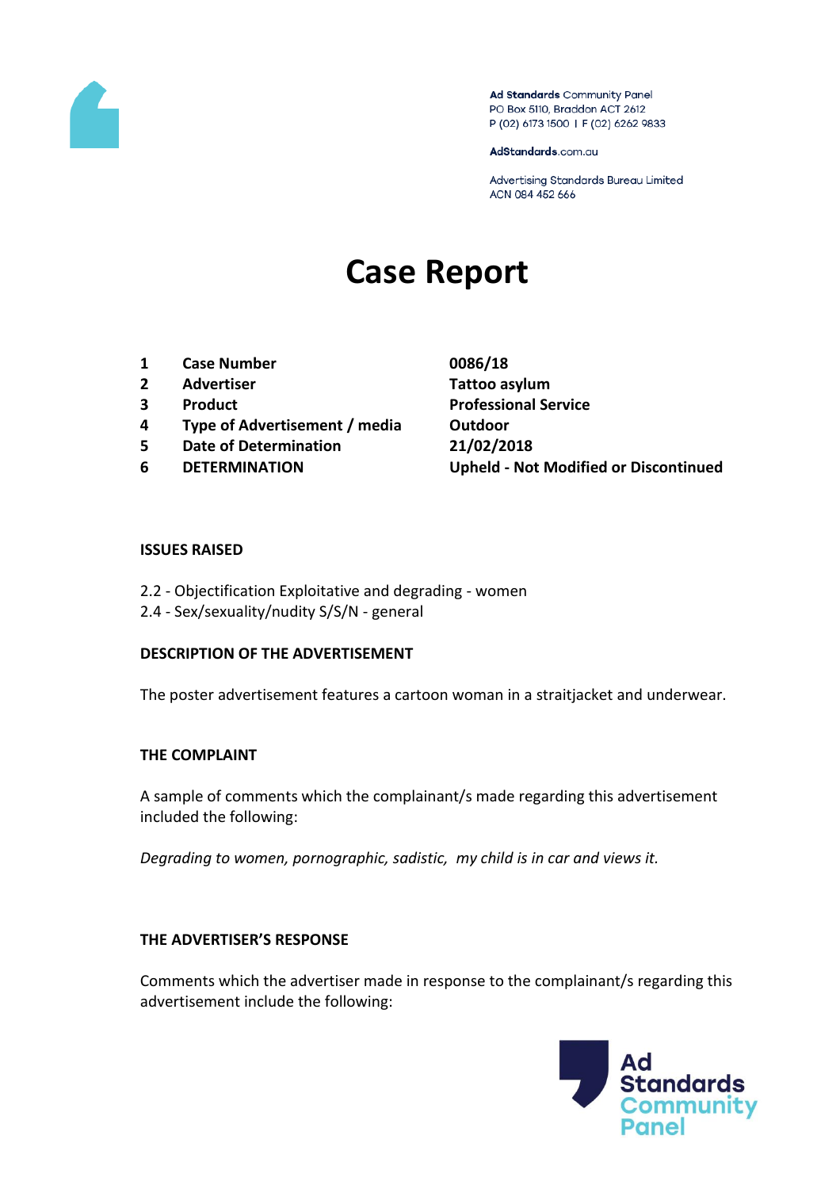Ad Standards Community Panel
PO Box 5110, Braddon ACT 2612
P (02) 6173 1500 | F (02) 6262 9833

AdStandards.com.au

Advertising Standards Bureau Limited
ACN 084 452 666

# Case Report

| | | |
|---|---|---|
| 1 | **Case Number** | **0086/18** |
| 2 | **Advertiser** | **Tattoo asylum** |
| 3 | **Product** | **Professional Service** |
| 4 | **Type of Advertisement / media** | **Outdoor** |
| 5 | **Date of Determination** | **21/02/2018** |
| 6 | **DETERMINATION** | **Upheld - Not Modified or Discontinued** |

**ISSUES RAISED**

2.2 - Objectification Exploitative and degrading - women
2.4 - Sex/sexuality/nudity S/S/N - general

**DESCRIPTION OF THE ADVERTISEMENT**

The poster advertisement features a cartoon woman in a straitjacket and underwear.

**THE COMPLAINT**

A sample of comments which the complainant/s made regarding this advertisement included the following:

*Degrading to women, pornographic, sadistic, my child is in car and views it.*

**THE ADVERTISER'S RESPONSE**

Comments which the advertiser made in response to the complainant/s regarding this advertisement include the following: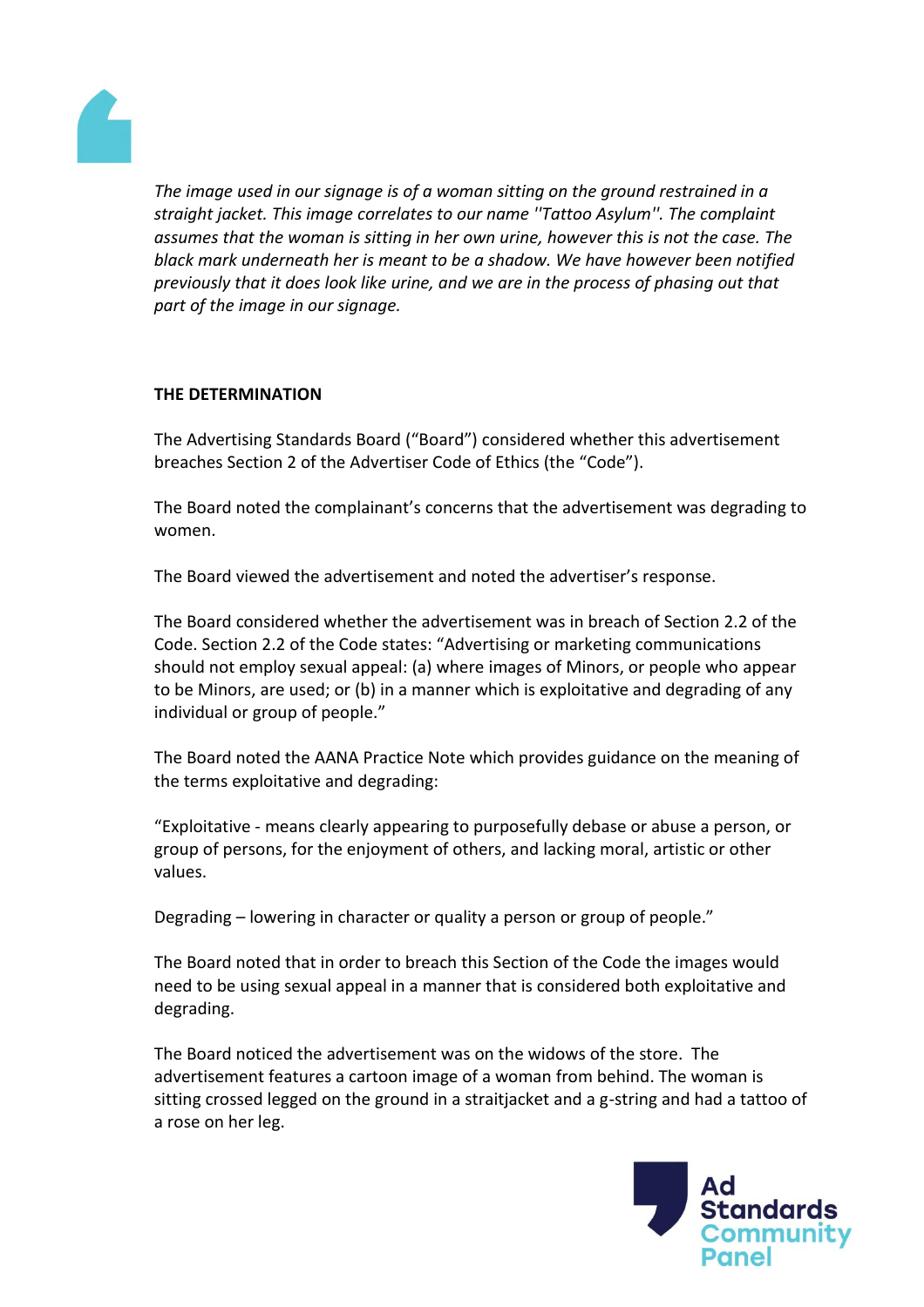*The image used in our signage is of a woman sitting on the ground restrained in a straight jacket. This image correlates to our name ''Tattoo Asylum''. The complaint assumes that the woman is sitting in her own urine, however this is not the case. The black mark underneath her is meant to be a shadow. We have however been notified previously that it does look like urine, and we are in the process of phasing out that part of the image in our signage.*

**THE DETERMINATION**

The Advertising Standards Board ("Board") considered whether this advertisement breaches Section 2 of the Advertiser Code of Ethics (the "Code").

The Board noted the complainant's concerns that the advertisement was degrading to women.

The Board viewed the advertisement and noted the advertiser's response.

The Board considered whether the advertisement was in breach of Section 2.2 of the Code. Section 2.2 of the Code states: "Advertising or marketing communications should not employ sexual appeal: (a) where images of Minors, or people who appear to be Minors, are used; or (b) in a manner which is exploitative and degrading of any individual or group of people."

The Board noted the AANA Practice Note which provides guidance on the meaning of the terms exploitative and degrading:

"Exploitative - means clearly appearing to purposefully debase or abuse a person, or group of persons, for the enjoyment of others, and lacking moral, artistic or other values.

Degrading – lowering in character or quality a person or group of people."

The Board noted that in order to breach this Section of the Code the images would need to be using sexual appeal in a manner that is considered both exploitative and degrading.

The Board noticed the advertisement was on the widows of the store. The advertisement features a cartoon image of a woman from behind. The woman is sitting crossed legged on the ground in a straitjacket and a g-string and had a tattoo of a rose on her leg.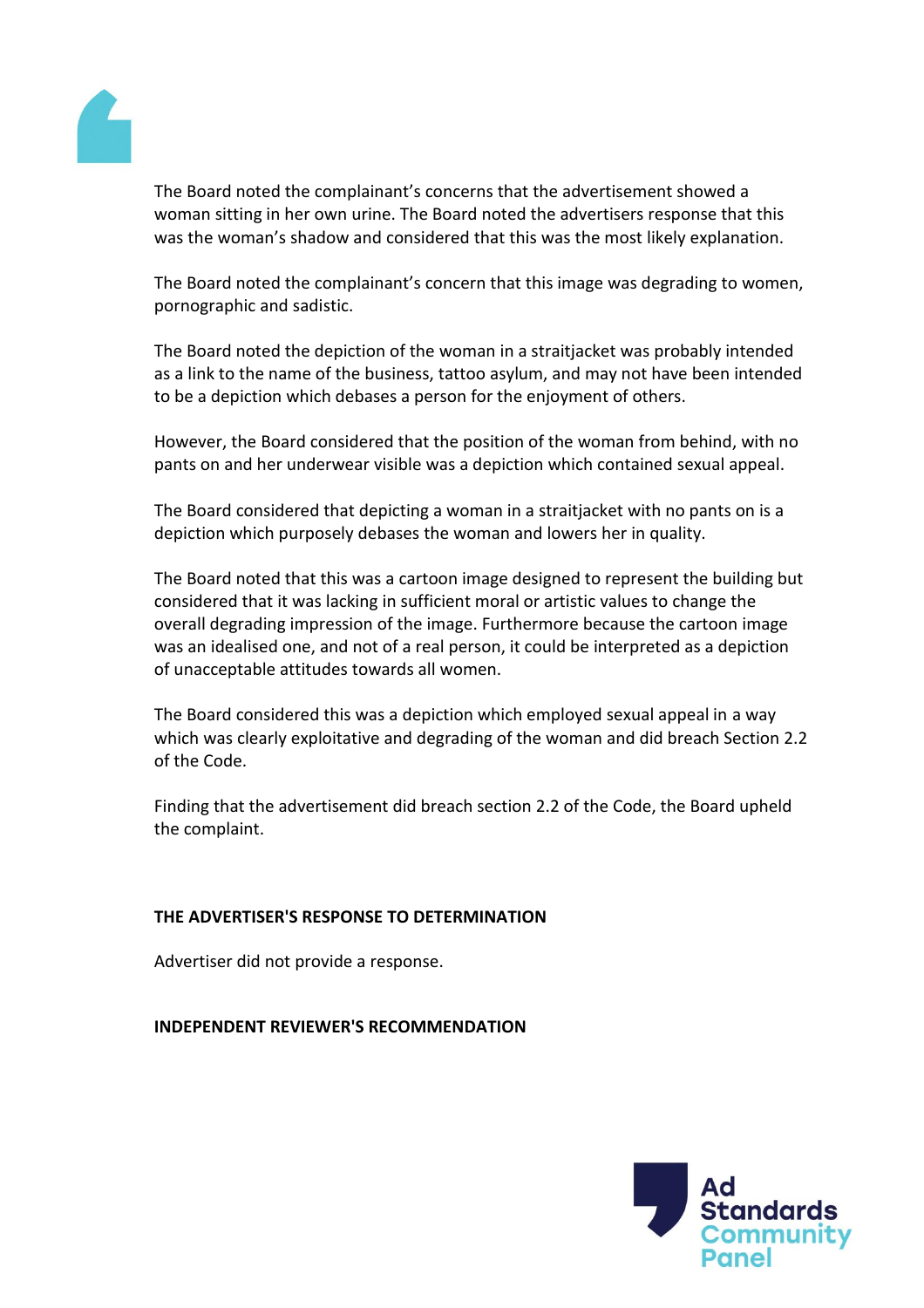The Board noted the complainant's concerns that the advertisement showed a woman sitting in her own urine. The Board noted the advertisers response that this was the woman's shadow and considered that this was the most likely explanation.

The Board noted the complainant's concern that this image was degrading to women, pornographic and sadistic.

The Board noted the depiction of the woman in a straitjacket was probably intended as a link to the name of the business, tattoo asylum, and may not have been intended to be a depiction which debases a person for the enjoyment of others.

However, the Board considered that the position of the woman from behind, with no pants on and her underwear visible was a depiction which contained sexual appeal.

The Board considered that depicting a woman in a straitjacket with no pants on is a depiction which purposely debases the woman and lowers her in quality.

The Board noted that this was a cartoon image designed to represent the building but considered that it was lacking in sufficient moral or artistic values to change the overall degrading impression of the image. Furthermore because the cartoon image was an idealised one, and not of a real person, it could be interpreted as a depiction of unacceptable attitudes towards all women.

The Board considered this was a depiction which employed sexual appeal in a way which was clearly exploitative and degrading of the woman and did breach Section 2.2 of the Code.

Finding that the advertisement did breach section 2.2 of the Code, the Board upheld the complaint.

**THE ADVERTISER'S RESPONSE TO DETERMINATION**

Advertiser did not provide a response.

**INDEPENDENT REVIEWER'S RECOMMENDATION**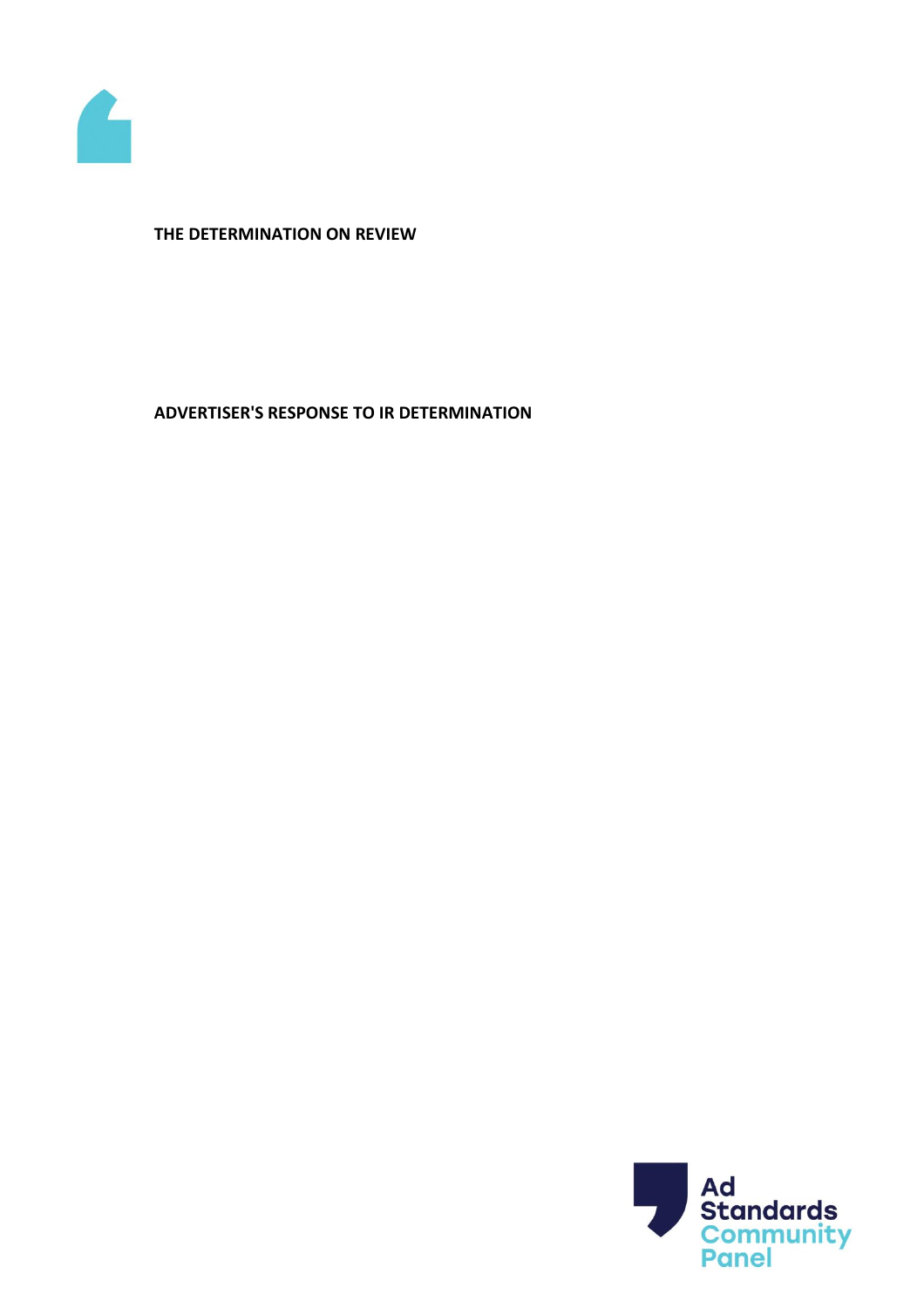**THE DETERMINATION ON REVIEW**

**ADVERTISER'S RESPONSE TO IR DETERMINATION**